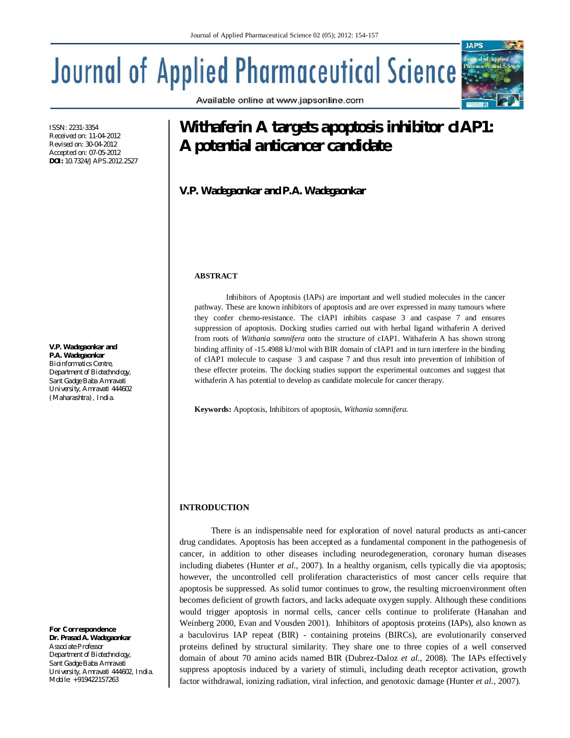# Withaferin A targets apoptosis inhibitor cIAP1: A potential anticancer candidate

**V.P. Wadegaonkar and P.A. Wadegaonkar**

ISSN: 2231-3354
Received on: 11-04-2012
Revised on: 30-04-2012
Accepted on: 07-05-2012
**DOI:** 10.7324/JAPS.2012.2527

**V.P. Wadegaonkar and P.A. Wadegaonkar**
Bioinformatics Centre, Department of Biotechnology, Sant Gadge Baba Amravati University, Amravati 444602 (Maharashtra), India.

**For Correspondence**
**Dr. Prasad A. Wadegaonkar**
Associate Professor
Department of Biotechnology, Sant Gadge Baba Amravati University, Amravati 444602, India.
Mobile: +919422157263

## ABSTRACT

Inhibitors of Apoptosis (IAPs) are important and well studied molecules in the cancer pathway. These are known inhibitors of apoptosis and are over expressed in many tumours where they confer chemo-resistance. The cIAP1 inhibits caspase 3 and caspase 7 and ensures suppression of apoptosis. Docking studies carried out with herbal ligand withaferin A derived from roots of *Withania somnifera* onto the structure of cIAP1. Withaferin A has shown strong binding affinity of -15.4988 kJ/mol with BIR domain of cIAP1 and in turn interfere in the binding of cIAP1 molecule to caspase 3 and caspase 7 and thus result into prevention of inhibition of these effecter proteins. The docking studies support the experimental outcomes and suggest that withaferin A has potential to develop as candidate molecule for cancer therapy.

**Keywords:** Apoptosis, Inhibitors of apoptosis, *Withania somnifera.*

## INTRODUCTION

There is an indispensable need for exploration of novel natural products as anti-cancer drug candidates. Apoptosis has been accepted as a fundamental component in the pathogenesis of cancer, in addition to other diseases including neurodegeneration, coronary human diseases including diabetes (Hunter *et al.,* 2007). In a healthy organism, cells typically die via apoptosis; however, the uncontrolled cell proliferation characteristics of most cancer cells require that apoptosis be suppressed. As solid tumor continues to grow, the resulting microenvironment often becomes deficient of growth factors, and lacks adequate oxygen supply. Although these conditions would trigger apoptosis in normal cells, cancer cells continue to proliferate (Hanahan and Weinberg 2000, Evan and Vousden 2001). Inhibitors of apoptosis proteins (IAPs), also known as a baculovirus IAP repeat (BIR) - containing proteins (BIRCs), are evolutionarily conserved proteins defined by structural similarity. They share one to three copies of a well conserved domain of about 70 amino acids named BIR (Dubrez-Daloz *et al.,* 2008). The IAPs effectively suppress apoptosis induced by a variety of stimuli, including death receptor activation, growth factor withdrawal, ionizing radiation, viral infection, and genotoxic damage (Hunter *et al.,* 2007).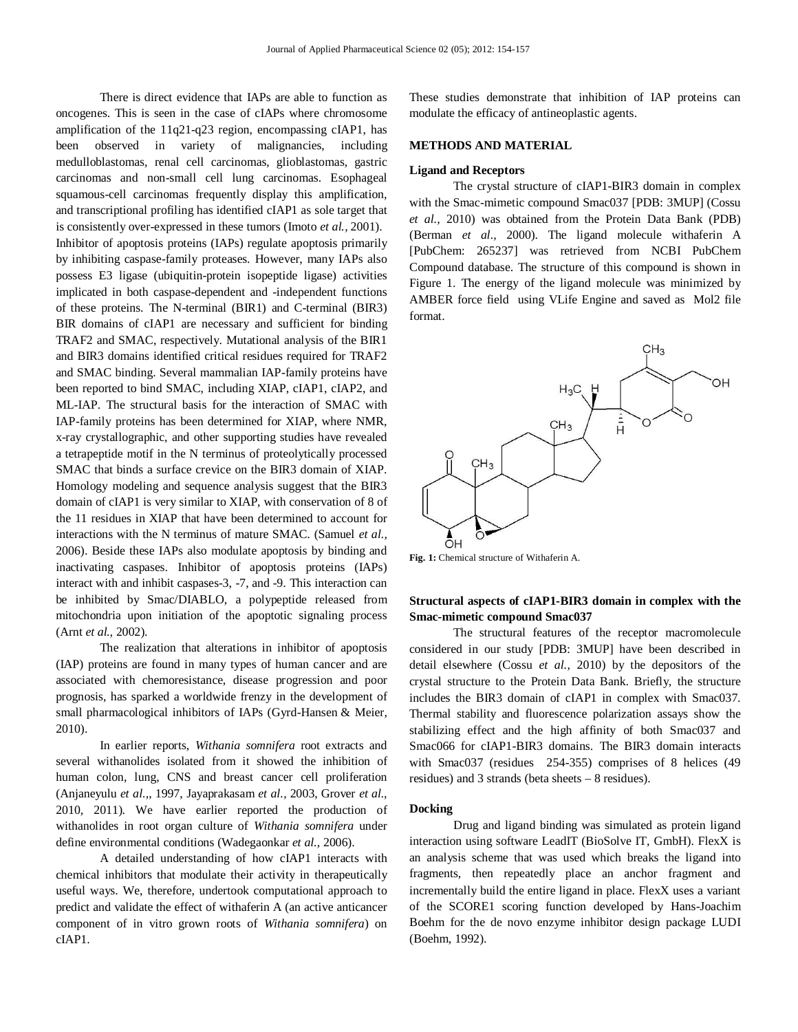There is direct evidence that IAPs are able to function as oncogenes. This is seen in the case of cIAPs where chromosome amplification of the 11q21-q23 region, encompassing cIAP1, has been observed in variety of malignancies, including medulloblastomas, renal cell carcinomas, glioblastomas, gastric carcinomas and non-small cell lung carcinomas. Esophageal squamous-cell carcinomas frequently display this amplification, and transcriptional profiling has identified cIAP1 as sole target that is consistently over-expressed in these tumors (Imoto *et al.,* 2001). Inhibitor of apoptosis proteins (IAPs) regulate apoptosis primarily by inhibiting caspase-family proteases. However, many IAPs also possess E3 ligase (ubiquitin-protein isopeptide ligase) activities implicated in both caspase-dependent and -independent functions of these proteins. The N-terminal (BIR1) and C-terminal (BIR3) BIR domains of cIAP1 are necessary and sufficient for binding TRAF2 and SMAC, respectively. Mutational analysis of the BIR1 and BIR3 domains identified critical residues required for TRAF2 and SMAC binding. Several mammalian IAP-family proteins have been reported to bind SMAC, including XIAP, cIAP1, cIAP2, and ML-IAP. The structural basis for the interaction of SMAC with IAP-family proteins has been determined for XIAP, where NMR, x-ray crystallographic, and other supporting studies have revealed a tetrapeptide motif in the N terminus of proteolytically processed SMAC that binds a surface crevice on the BIR3 domain of XIAP. Homology modeling and sequence analysis suggest that the BIR3 domain of cIAP1 is very similar to XIAP, with conservation of 8 of the 11 residues in XIAP that have been determined to account for interactions with the N terminus of mature SMAC. (Samuel *et al.,* 2006). Beside these IAPs also modulate apoptosis by binding and inactivating caspases. Inhibitor of apoptosis proteins (IAPs) interact with and inhibit caspases-3, -7, and -9. This interaction can be inhibited by Smac/DIABLO, a polypeptide released from mitochondria upon initiation of the apoptotic signaling process (Arnt *et al.,* 2002).

The realization that alterations in inhibitor of apoptosis (IAP) proteins are found in many types of human cancer and are associated with chemoresistance, disease progression and poor prognosis, has sparked a worldwide frenzy in the development of small pharmacological inhibitors of IAPs (Gyrd-Hansen & Meier, 2010).

In earlier reports, *Withania somnifera* root extracts and several withanolides isolated from it showed the inhibition of human colon, lung, CNS and breast cancer cell proliferation (Anjaneyulu *et al.,*, 1997, Jayaprakasam *et al.,* 2003, Grover *et al.,* 2010, 2011). We have earlier reported the production of withanolides in root organ culture of *Withania somnifera* under define environmental conditions (Wadegaonkar *et al.,* 2006).

A detailed understanding of how cIAP1 interacts with chemical inhibitors that modulate their activity in therapeutically useful ways. We, therefore, undertook computational approach to predict and validate the effect of withaferin A (an active anticancer component of in vitro grown roots of *Withania somnifera*) on cIAP1.

These studies demonstrate that inhibition of IAP proteins can modulate the efficacy of antineoplastic agents.

## METHODS AND MATERIAL

### Ligand and Receptors

The crystal structure of cIAP1-BIR3 domain in complex with the Smac-mimetic compound Smac037 [PDB: 3MUP] (Cossu *et al.,* 2010) was obtained from the Protein Data Bank (PDB) (Berman *et al.,* 2000). The ligand molecule withaferin A [PubChem: 265237] was retrieved from NCBI PubChem Compound database. The structure of this compound is shown in Figure 1. The energy of the ligand molecule was minimized by AMBER force field using VLife Engine and saved as Mol2 file format.

**Fig. 1:** Chemical structure of Withaferin A.

### Structural aspects of cIAP1-BIR3 domain in complex with the Smac-mimetic compound Smac037

The structural features of the receptor macromolecule considered in our study [PDB: 3MUP] have been described in detail elsewhere (Cossu *et al.,* 2010) by the depositors of the crystal structure to the Protein Data Bank. Briefly, the structure includes the BIR3 domain of cIAP1 in complex with Smac037. Thermal stability and fluorescence polarization assays show the stabilizing effect and the high affinity of both Smac037 and Smac066 for cIAP1-BIR3 domains. The BIR3 domain interacts with Smac037 (residues 254-355) comprises of 8 helices (49 residues) and 3 strands (beta sheets – 8 residues).

### Docking

Drug and ligand binding was simulated as protein ligand interaction using software LeadIT (BioSolve IT, GmbH). FlexX is an analysis scheme that was used which breaks the ligand into fragments, then repeatedly place an anchor fragment and incrementally build the entire ligand in place. FlexX uses a variant of the SCORE1 scoring function developed by Hans-Joachim Boehm for the de novo enzyme inhibitor design package LUDI (Boehm, 1992).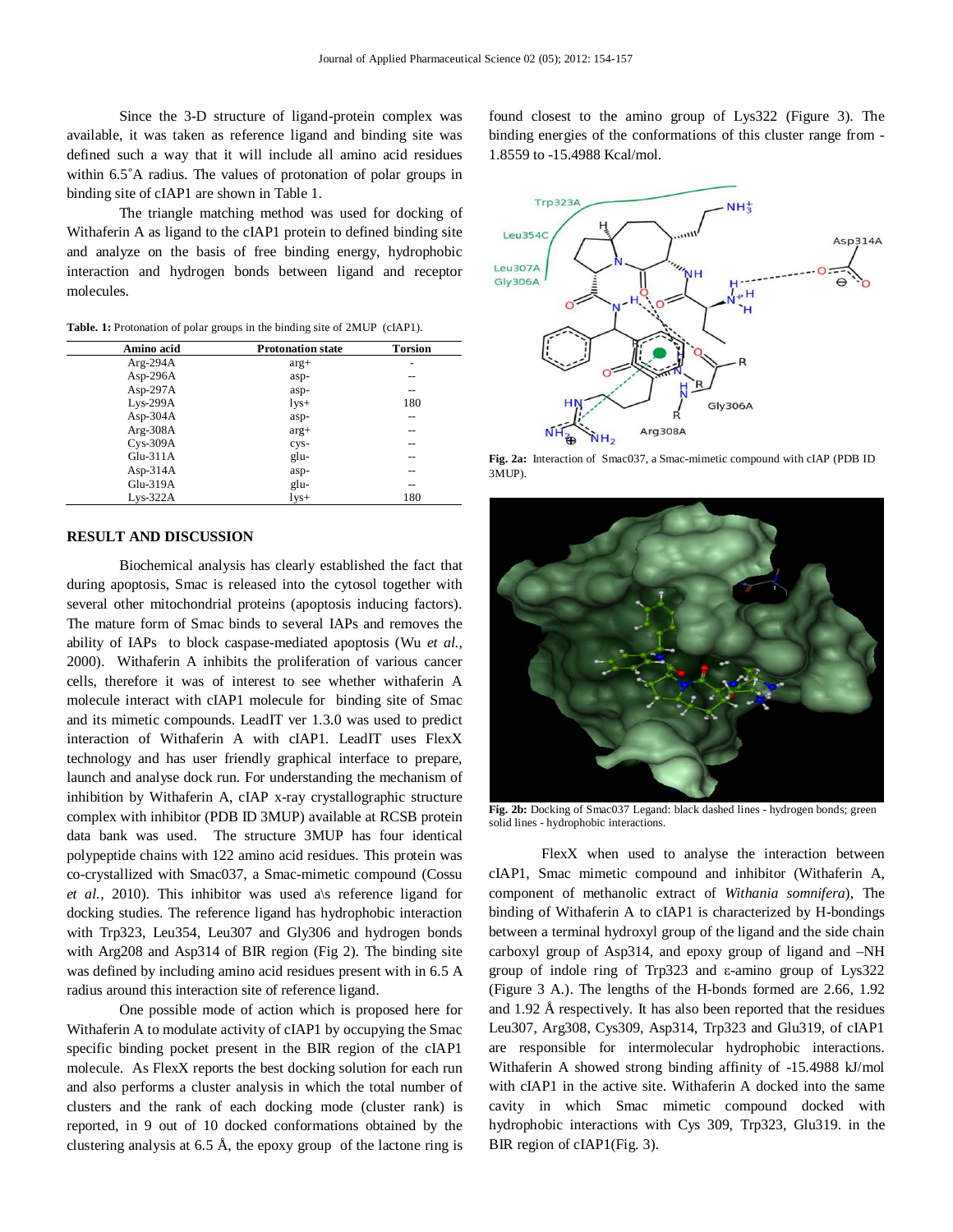Since the 3-D structure of ligand-protein complex was available, it was taken as reference ligand and binding site was defined such a way that it will include all amino acid residues within 6.5˚A radius. The values of protonation of polar groups in binding site of cIAP1 are shown in Table 1.

The triangle matching method was used for docking of Withaferin A as ligand to the cIAP1 protein to defined binding site and analyze on the basis of free binding energy, hydrophobic interaction and hydrogen bonds between ligand and receptor molecules.

**Table. 1:** Protonation of polar groups in the binding site of 2MUP (cIAP1).

| Amino acid | Protonation state | Torsion |
|---|---|---|
| Arg-294A | arg+ | - |
| Asp-296A | asp- | -- |
| Asp-297A | asp- | -- |
| Lys-299A | lys+ | 180 |
| Asp-304A | asp- | -- |
| Arg-308A | arg+ | -- |
| Cys-309A | cys- | -- |
| Glu-311A | glu- | -- |
| Asp-314A | asp- | -- |
| Glu-319A | glu- | -- |
| Lys-322A | lys+ | 180 |

## RESULT AND DISCUSSION

Biochemical analysis has clearly established the fact that during apoptosis, Smac is released into the cytosol together with several other mitochondrial proteins (apoptosis inducing factors). The mature form of Smac binds to several IAPs and removes the ability of IAPs to block caspase-mediated apoptosis (Wu *et al.*, 2000). Withaferin A inhibits the proliferation of various cancer cells, therefore it was of interest to see whether withaferin A molecule interact with cIAP1 molecule for binding site of Smac and its mimetic compounds. LeadIT ver 1.3.0 was used to predict interaction of Withaferin A with cIAP1. LeadIT uses FlexX technology and has user friendly graphical interface to prepare, launch and analyse dock run. For understanding the mechanism of inhibition by Withaferin A, cIAP x-ray crystallographic structure complex with inhibitor (PDB ID 3MUP) available at RCSB protein data bank was used. The structure 3MUP has four identical polypeptide chains with 122 amino acid residues. This protein was co-crystallized with Smac037, a Smac-mimetic compound (Cossu *et al.*, 2010). This inhibitor was used a\s reference ligand for docking studies. The reference ligand has hydrophobic interaction with Trp323, Leu354, Leu307 and Gly306 and hydrogen bonds with Arg208 and Asp314 of BIR region (Fig 2). The binding site was defined by including amino acid residues present with in 6.5 A radius around this interaction site of reference ligand.

One possible mode of action which is proposed here for Withaferin A to modulate activity of cIAP1 by occupying the Smac specific binding pocket present in the BIR region of the cIAP1 molecule. As FlexX reports the best docking solution for each run and also performs a cluster analysis in which the total number of clusters and the rank of each docking mode (cluster rank) is reported, in 9 out of 10 docked conformations obtained by the clustering analysis at 6.5 Å, the epoxy group of the lactone ring is found closest to the amino group of Lys322 (Figure 3). The binding energies of the conformations of this cluster range from -1.8559 to -15.4988 Kcal/mol.

**Fig. 2a:** Interaction of Smac037, a Smac-mimetic compound with cIAP (PDB ID 3MUP).

**Fig. 2b:** Docking of Smac037 Legand: black dashed lines - hydrogen bonds; green solid lines - hydrophobic interactions.

FlexX when used to analyse the interaction between cIAP1, Smac mimetic compound and inhibitor (Withaferin A, component of methanolic extract of *Withania somnifera*), The binding of Withaferin A to cIAP1 is characterized by H-bondings between a terminal hydroxyl group of the ligand and the side chain carboxyl group of Asp314, and epoxy group of ligand and –NH group of indole ring of Trp323 and ε-amino group of Lys322 (Figure 3 A.). The lengths of the H-bonds formed are 2.66, 1.92 and 1.92 Å respectively. It has also been reported that the residues Leu307, Arg308, Cys309, Asp314, Trp323 and Glu319, of cIAP1 are responsible for intermolecular hydrophobic interactions. Withaferin A showed strong binding affinity of -15.4988 kJ/mol with cIAP1 in the active site. Withaferin A docked into the same cavity in which Smac mimetic compound docked with hydrophobic interactions with Cys 309, Trp323, Glu319. in the BIR region of cIAP1(Fig. 3).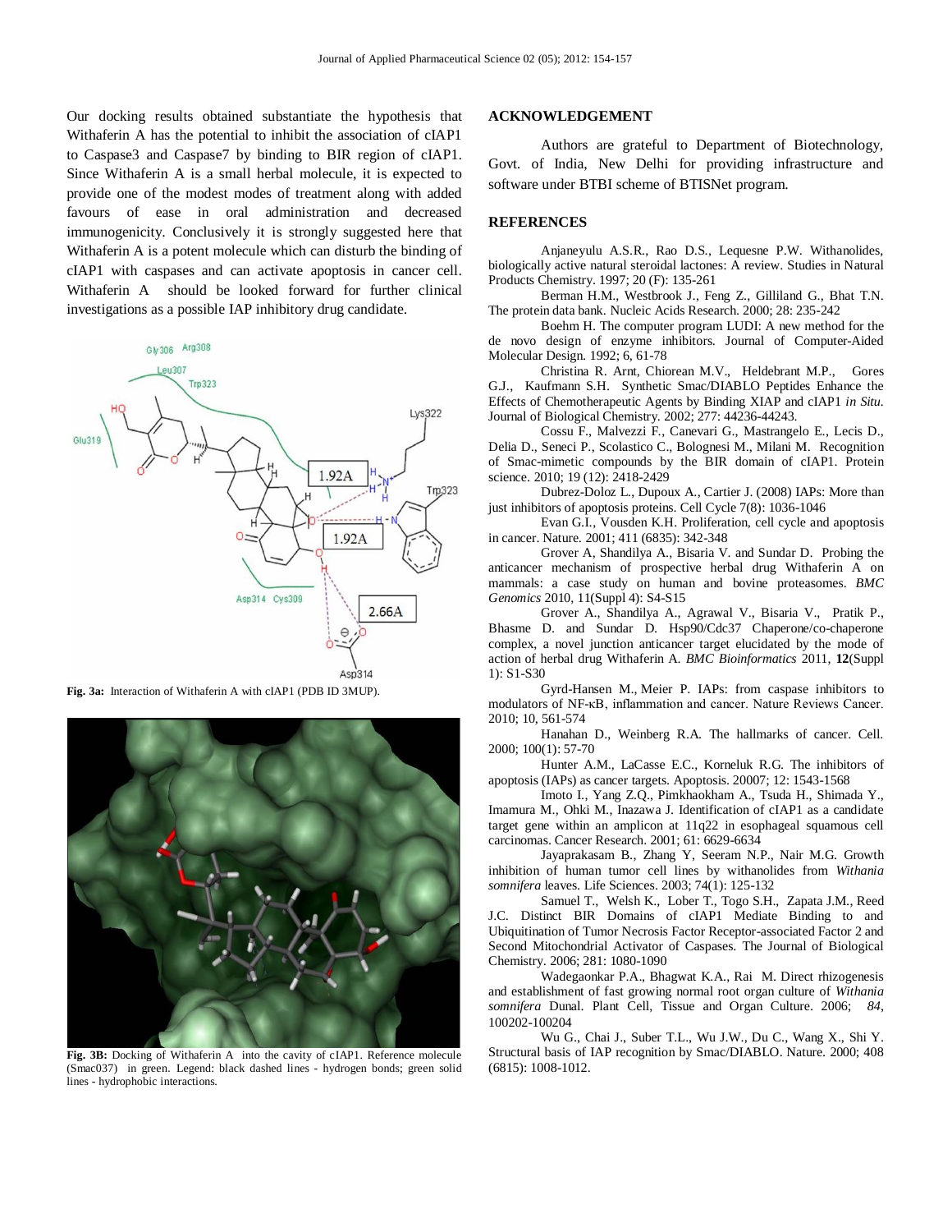Our docking results obtained substantiate the hypothesis that Withaferin A has the potential to inhibit the association of cIAP1 to Caspase3 and Caspase7 by binding to BIR region of cIAP1. Since Withaferin A is a small herbal molecule, it is expected to provide one of the modest modes of treatment along with added favours of ease in oral administration and decreased immunogenicity. Conclusively it is strongly suggested here that Withaferin A is a potent molecule which can disturb the binding of cIAP1 with caspases and can activate apoptosis in cancer cell. Withaferin A should be looked forward for further clinical investigations as a possible IAP inhibitory drug candidate.

Gly306 Arg308
Leu307
Trp323
Glu319
Lys322
1.92A
Trp323
1.92A
Asp314 Cys309
2.66A
Asp314

**Fig. 3a:** Interaction of Withaferin A with cIAP1 (PDB ID 3MUP).

**Fig. 3B:** Docking of Withaferin A into the cavity of cIAP1. Reference molecule (Smac037) in green. Legend: black dashed lines - hydrogen bonds; green solid lines - hydrophobic interactions.

## ACKNOWLEDGEMENT

Authors are grateful to Department of Biotechnology, Govt. of India, New Delhi for providing infrastructure and software under BTBI scheme of BTISNet program.

## REFERENCES

Anjaneyulu A.S.R., Rao D.S., Lequesne P.W. Withanolides, biologically active natural steroidal lactones: A review. Studies in Natural Products Chemistry. 1997; 20 (F): 135-261

Berman H.M., Westbrook J., Feng Z., Gilliland G., Bhat T.N. The protein data bank. Nucleic Acids Research. 2000; 28: 235-242

Boehm H. The computer program LUDI: A new method for the de novo design of enzyme inhibitors. Journal of Computer-Aided Molecular Design. 1992; 6, 61-78

Christina R. Arnt, Chiorean M.V., Heldebrant M.P., Gores G.J., Kaufmann S.H. Synthetic Smac/DIABLO Peptides Enhance the Effects of Chemotherapeutic Agents by Binding XIAP and cIAP1 *in Situ*. Journal of Biological Chemistry. 2002; 277: 44236-44243.

Cossu F., Malvezzi F., Canevari G., Mastrangelo E., Lecis D., Delia D., Seneci P., Scolastico C., Bolognesi M., Milani M. Recognition of Smac-mimetic compounds by the BIR domain of cIAP1. Protein science. 2010; 19 (12): 2418-2429

Dubrez-Doloz L., Dupoux A., Cartier J. (2008) IAPs: More than just inhibitors of apoptosis proteins. Cell Cycle 7(8): 1036-1046

Evan G.I., Vousden K.H. Proliferation, cell cycle and apoptosis in cancer. Nature. 2001; 411 (6835): 342-348

Grover A, Shandilya A, Bisaria V. and Sundar D. Probing the anticancer mechanism of prospective herbal drug Withaferin A on mammals: a case study on human and bovine proteasomes. *BMC Genomics* 2010, 11(Suppl 4): S4-S15

Grover A., Shandilya A., Agrawal V., Bisaria V., Pratik P., Bhasme D. and Sundar D. Hsp90/Cdc37 Chaperone/co-chaperone complex, a novel junction anticancer target elucidated by the mode of action of herbal drug Withaferin A. *BMC Bioinformatics* 2011, **12**(Suppl 1): S1-S30

Gyrd-Hansen M., Meier P. IAPs: from caspase inhibitors to modulators of NF-κB, inflammation and cancer. Nature Reviews Cancer. 2010; 10, 561-574

Hanahan D., Weinberg R.A. The hallmarks of cancer. Cell. 2000; 100(1): 57-70

Hunter A.M., LaCasse E.C., Korneluk R.G. The inhibitors of apoptosis (IAPs) as cancer targets. Apoptosis. 20007; 12: 1543-1568

Imoto I., Yang Z.Q., Pimkhaokham A., Tsuda H., Shimada Y., Imamura M., Ohki M., Inazawa J. Identification of cIAP1 as a candidate target gene within an amplicon at 11q22 in esophageal squamous cell carcinomas. Cancer Research. 2001; 61: 6629-6634

Jayaprakasam B., Zhang Y, Seeram N.P., Nair M.G. Growth inhibition of human tumor cell lines by withanolides from *Withania somnifera* leaves. Life Sciences. 2003; 74(1): 125-132

Samuel T., Welsh K., Lober T., Togo S.H., Zapata J.M., Reed J.C. Distinct BIR Domains of cIAP1 Mediate Binding to and Ubiquitination of Tumor Necrosis Factor Receptor-associated Factor 2 and Second Mitochondrial Activator of Caspases. The Journal of Biological Chemistry. 2006; 281: 1080-1090

Wadegaonkar P.A., Bhagwat K.A., Rai M. Direct rhizogenesis and establishment of fast growing normal root organ culture of *Withania somnifera* Dunal. Plant Cell, Tissue and Organ Culture. 2006; *84*, 100202-100204

Wu G., Chai J., Suber T.L., Wu J.W., Du C., Wang X., Shi Y. Structural basis of IAP recognition by Smac/DIABLO. Nature. 2000; 408 (6815): 1008-1012.